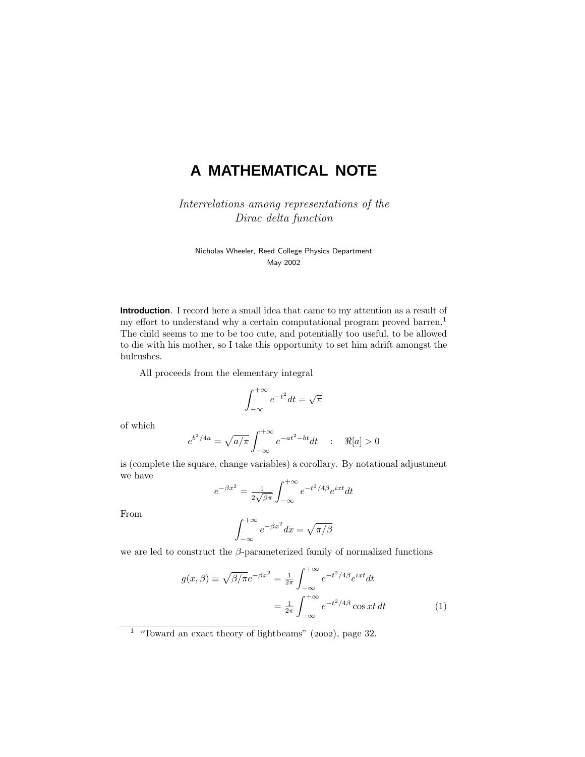# A MATHEMATICAL NOTE

*Interrelations among representations of the Dirac delta function*

Nicholas Wheeler, Reed College Physics Department
May 2002

**Introduction**. I record here a small idea that came to my attention as a result of my effort to understand why a certain computational program proved barren.[1] The child seems to me to be too cute, and potentially too useful, to be allowed to die with his mother, so I take this opportunity to set him adrift amongst the bulrushes.

All proceeds from the elementary integral

$$\int_{-\infty}^{+\infty} e^{-t^2} dt = \sqrt{\pi}$$

of which

$$e^{b^2/4a} = \sqrt{a/\pi} \int_{-\infty}^{+\infty} e^{-at^2 - bt} dt \quad : \quad \Re[a] > 0$$

is (complete the square, change variables) a corollary. By notational adjustment we have

$$e^{-\beta x^2} = \tfrac{1}{2\sqrt{\beta\pi}} \int_{-\infty}^{+\infty} e^{-t^2/4\beta} e^{ixt} dt$$

From

$$\int_{-\infty}^{+\infty} e^{-\beta x^2} dx = \sqrt{\pi/\beta}$$

we are led to construct the $\beta$-parameterized family of normalized functions

$$\begin{aligned} g(x, \beta) \equiv \sqrt{\beta/\pi} e^{-\beta x^2} &= \tfrac{1}{2\pi} \int_{-\infty}^{+\infty} e^{-t^2/4\beta} e^{ixt} dt \\ &= \tfrac{1}{2\pi} \int_{-\infty}^{+\infty} e^{-t^2/4\beta} \cos xt \, dt \end{aligned} \tag{1}$$

[1] "Toward an exact theory of lightbeams" (2002), page 32.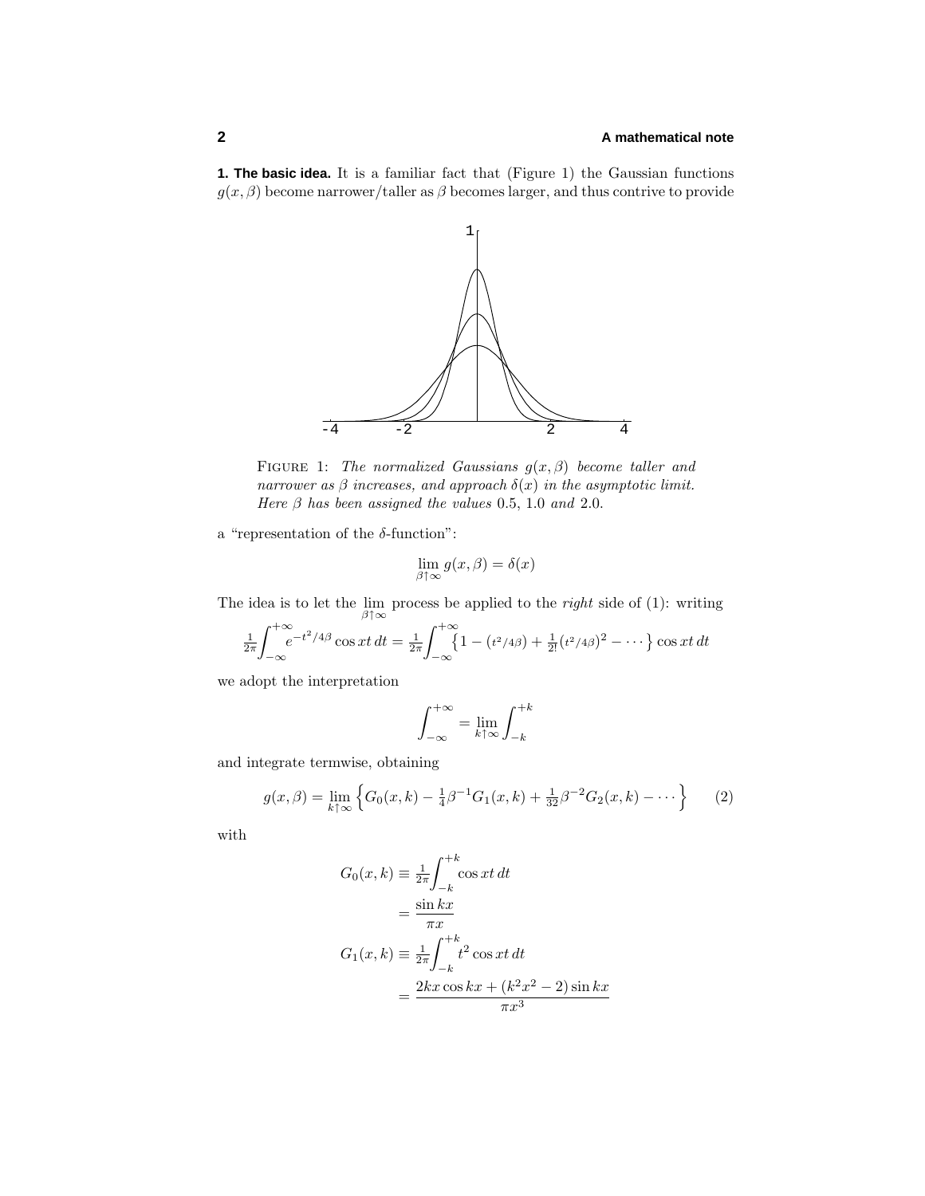**1. The basic idea.** It is a familiar fact that (Figure 1) the Gaussian functions $g(x, \beta)$ become narrower/taller as $\beta$ becomes larger, and thus contrive to provide

FIGURE 1: *The normalized Gaussians $g(x, \beta)$ become taller and narrower as $\beta$ increases, and approach $\delta(x)$ in the asymptotic limit. Here $\beta$ has been assigned the values* 0.5, 1.0 *and* 2.0.

a "representation of the $\delta$-function":

$$\lim_{\beta\uparrow\infty} g(x, \beta) = \delta(x)$$

The idea is to let the $\lim\limits_{\beta\uparrow\infty}$ process be applied to the *right* side of (1): writing

$$\tfrac{1}{2\pi}\int_{-\infty}^{+\infty} e^{-t^2/4\beta} \cos xt\, dt = \tfrac{1}{2\pi}\int_{-\infty}^{+\infty} \left\{1 - (t^2/4\beta) + \tfrac{1}{2!}(t^2/4\beta)^2 - \cdots\right\} \cos xt\, dt$$

we adopt the interpretation

$$\int_{-\infty}^{+\infty} = \lim_{k\uparrow\infty} \int_{-k}^{+k}$$

and integrate termwise, obtaining

$$g(x, \beta) = \lim_{k\uparrow\infty} \left\{ G_0(x, k) - \tfrac{1}{4}\beta^{-1} G_1(x, k) + \tfrac{1}{32}\beta^{-2} G_2(x, k) - \cdots \right\} \tag{2}$$

with

$$\begin{aligned}
G_0(x, k) &\equiv \tfrac{1}{2\pi}\int_{-k}^{+k} \cos xt\, dt \\
&= \frac{\sin kx}{\pi x} \\
G_1(x, k) &\equiv \tfrac{1}{2\pi}\int_{-k}^{+k} t^2 \cos xt\, dt \\
&= \frac{2kx \cos kx + (k^2x^2 - 2)\sin kx}{\pi x^3}
\end{aligned}$$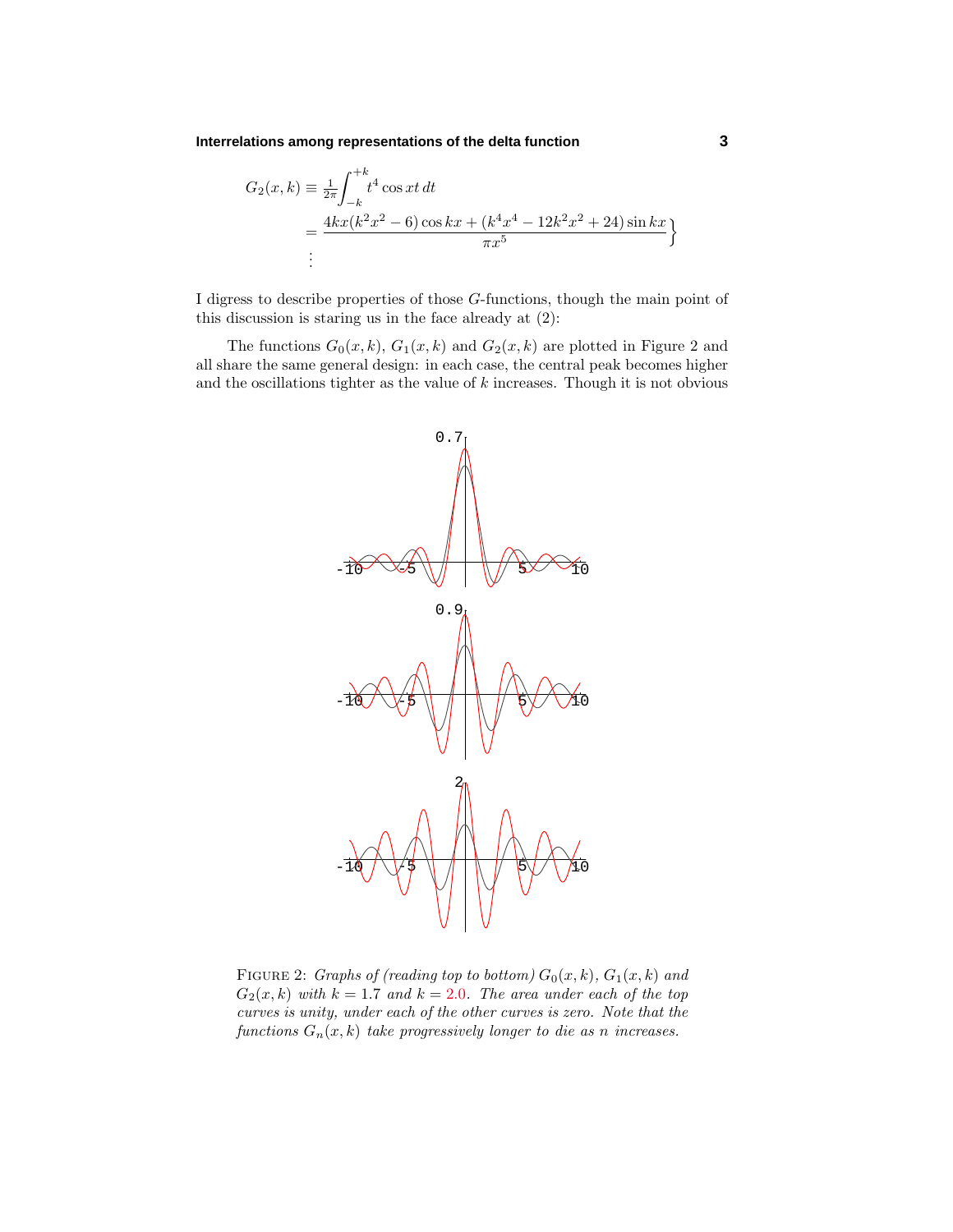$$
\left.
\begin{aligned}
G_2(x,k) &\equiv \tfrac{1}{2\pi}\int_{-k}^{+k} t^4 \cos xt\, dt \\
&= \frac{4kx(k^2x^2-6)\cos kx + (k^4x^4 - 12k^2x^2 + 24)\sin kx}{\pi x^5} \\
&\;\;\vdots
\end{aligned}
\right\}
$$

I digress to describe properties of those $G$-functions, though the main point of this discussion is staring us in the face already at (2):

The functions $G_0(x,k)$, $G_1(x,k)$ and $G_2(x,k)$ are plotted in Figure 2 and all share the same general design: in each case, the central peak becomes higher and the oscillations tighter as the value of $k$ increases. Though it is not obvious

FIGURE 2: *Graphs of (reading top to bottom) $G_0(x,k)$, $G_1(x,k)$ and $G_2(x,k)$ with $k = 1.7$ and $k = 2.0$. The area under each of the top curves is unity, under each of the other curves is zero. Note that the functions $G_n(x,k)$ take progressively longer to die as $n$ increases.*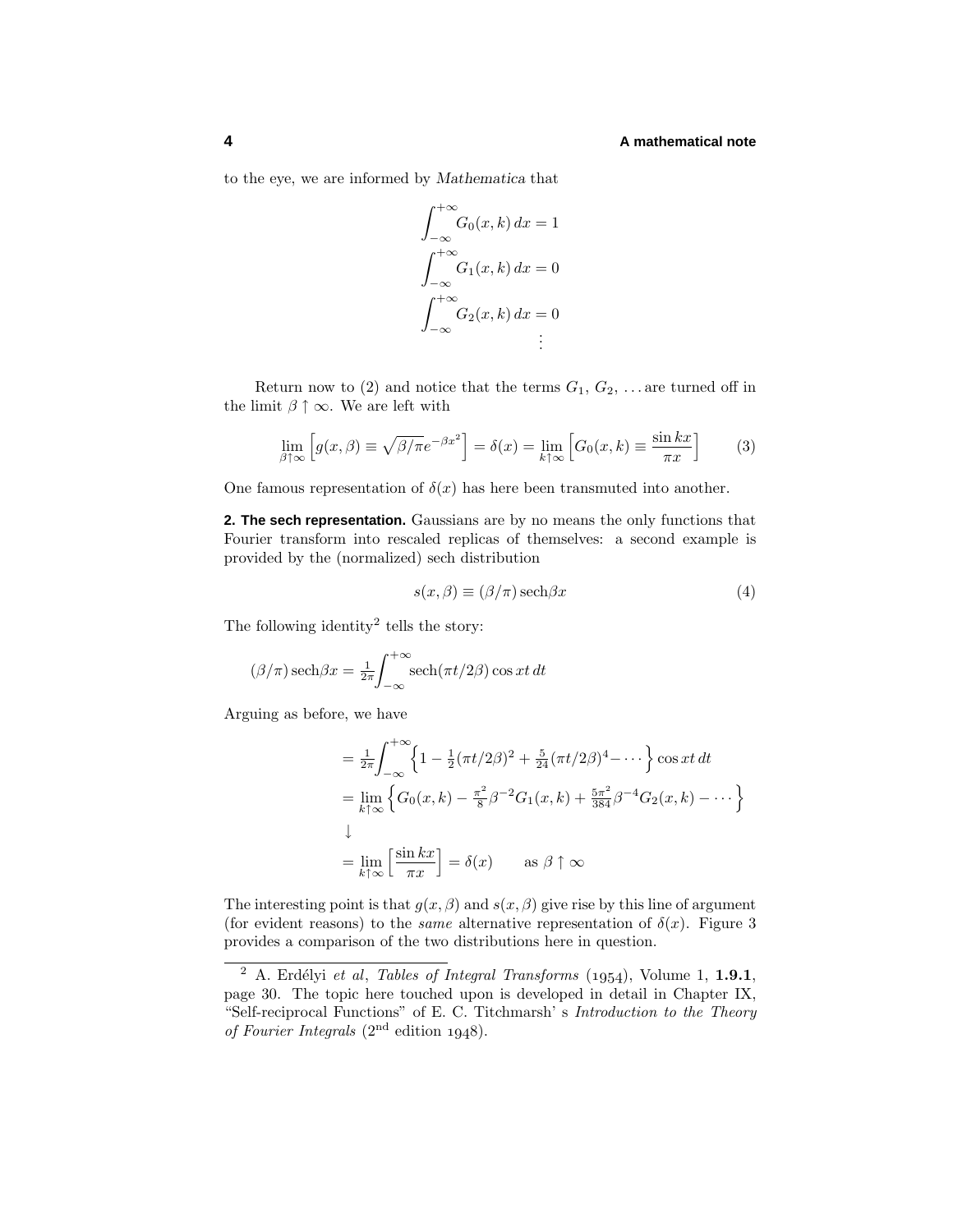to the eye, we are informed by *Mathematica* that

$$
\begin{aligned}
\int_{-\infty}^{+\infty} G_0(x,k)\,dx &= 1\\
\int_{-\infty}^{+\infty} G_1(x,k)\,dx &= 0\\
\int_{-\infty}^{+\infty} G_2(x,k)\,dx &= 0\\
&\ \ \vdots
\end{aligned}
$$

Return now to (2) and notice that the terms $G_1$, $G_2$, ... are turned off in the limit $\beta \uparrow \infty$. We are left with

$$
\lim_{\beta\uparrow\infty}\Big[g(x,\beta) \equiv \sqrt{\beta/\pi}\,e^{-\beta x^2}\Big] = \delta(x) = \lim_{k\uparrow\infty}\Big[G_0(x,k) \equiv \frac{\sin kx}{\pi x}\Big] \tag{3}
$$

One famous representation of $\delta(x)$ has here been transmuted into another.

**2. The sech representation.** Gaussians are by no means the only functions that Fourier transform into rescaled replicas of themselves: a second example is provided by the (normalized) sech distribution

$$
s(x,\beta) \equiv (\beta/\pi)\,\text{sech}\beta x \tag{4}
$$

The following identity[2] tells the story:

$$
(\beta/\pi)\,\text{sech}\beta x = \tfrac{1}{2\pi}\int_{-\infty}^{+\infty}\text{sech}(\pi t/2\beta)\cos xt\,dt
$$

Arguing as before, we have

$$
\begin{aligned}
&= \tfrac{1}{2\pi}\int_{-\infty}^{+\infty}\Big\{1 - \tfrac{1}{2}(\pi t/2\beta)^2 + \tfrac{5}{24}(\pi t/2\beta)^4 - \cdots\Big\}\cos xt\,dt\\
&= \lim_{k\uparrow\infty}\Big\{G_0(x,k) - \tfrac{\pi^2}{8}\beta^{-2}G_1(x,k) + \tfrac{5\pi^2}{384}\beta^{-4}G_2(x,k) - \cdots\Big\}\\
&\downarrow\\
&= \lim_{k\uparrow\infty}\Big[\frac{\sin kx}{\pi x}\Big] = \delta(x) \qquad \text{as } \beta\uparrow\infty
\end{aligned}
$$

The interesting point is that $g(x,\beta)$ and $s(x,\beta)$ give rise by this line of argument (for evident reasons) to the *same* alternative representation of $\delta(x)$. Figure 3 provides a comparison of the two distributions here in question.

---

[2] A. Erdélyi *et al*, *Tables of Integral Transforms* (1954), Volume 1, **1.9.1**, page 30. The topic here touched upon is developed in detail in Chapter IX, "Self-reciprocal Functions" of E. C. Titchmarsh' s *Introduction to the Theory of Fourier Integrals* (2nd edition 1948).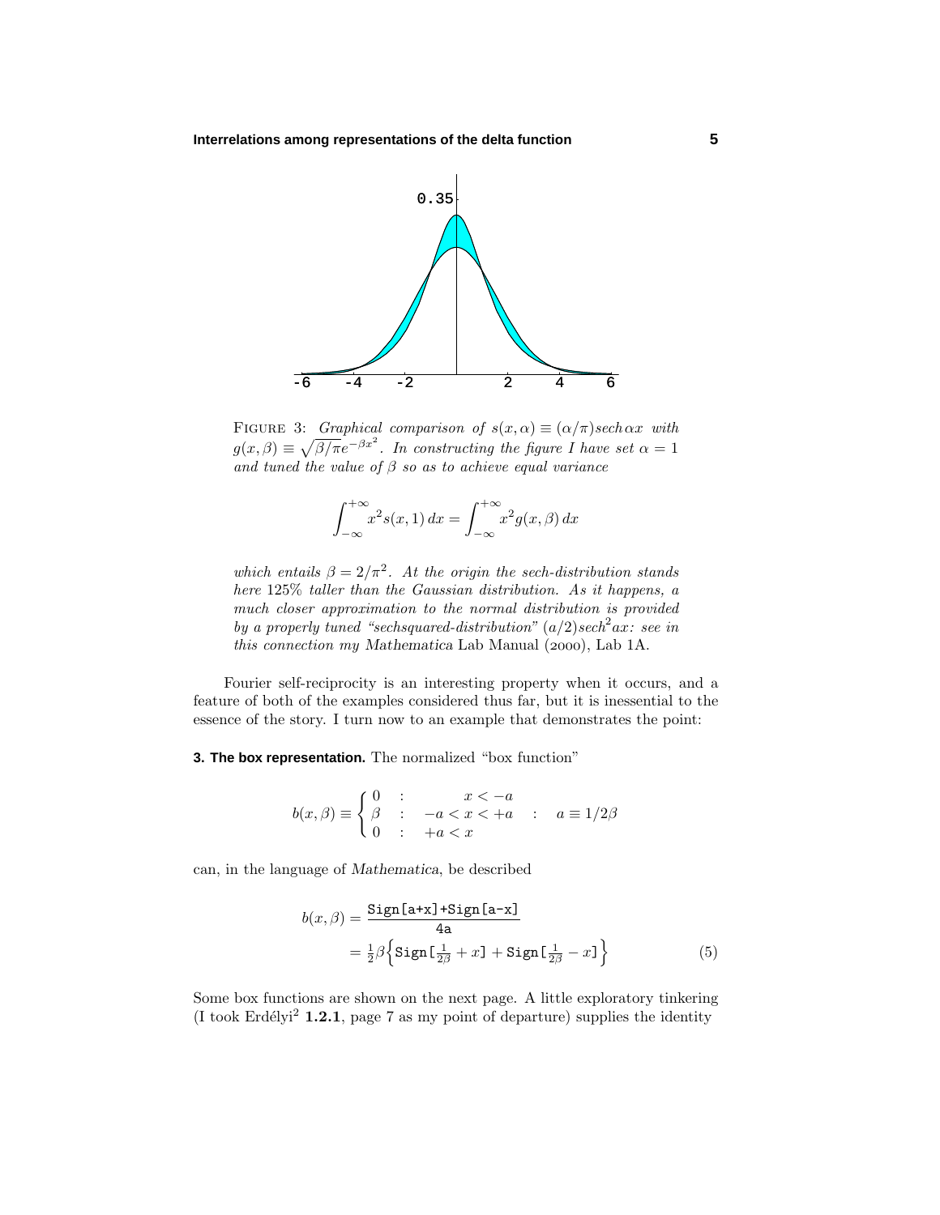FIGURE 3: *Graphical comparison of $s(x,\alpha) \equiv (\alpha/\pi)sech\,\alpha x$ with $g(x,\beta) \equiv \sqrt{\beta/\pi}e^{-\beta x^2}$. In constructing the figure I have set $\alpha = 1$ and tuned the value of $\beta$ so as to achieve equal variance*

$$\int_{-\infty}^{+\infty} x^2 s(x,1)\,dx = \int_{-\infty}^{+\infty} x^2 g(x,\beta)\,dx$$

*which entails $\beta = 2/\pi^2$. At the origin the sech-distribution stands here 125% taller than the Gaussian distribution. As it happens, a much closer approximation to the normal distribution is provided by a properly tuned "sechsquared-distribution" $(a/2)sech^2 ax$: see in this connection my* Mathematica Lab Manual (2000), Lab 1A.

Fourier self-reciprocity is an interesting property when it occurs, and a feature of both of the examples considered thus far, but it is inessential to the essence of the story. I turn now to an example that demonstrates the point:

**3. The box representation.** The normalized "box function"

$$b(x,\beta) \equiv \begin{cases} 0 & : \quad x < -a \\ \beta & : \quad -a < x < +a \quad : \quad a \equiv 1/2\beta \\ 0 & : \quad +a < x \end{cases}$$

can, in the language of *Mathematica*, be described

$$\begin{aligned} b(x,\beta) &= \frac{\texttt{Sign[a+x]+Sign[a-x]}}{\texttt{4a}} \\ &= \tfrac{1}{2}\beta\Big\{\texttt{Sign[}\tfrac{1}{2\beta}+x\texttt{]}+\texttt{Sign[}\tfrac{1}{2\beta}-x\texttt{]}\Big\} \end{aligned} \tag{5}$$

Some box functions are shown on the next page. A little exploratory tinkering (I took Erdélyi[2] **1.2.1**, page 7 as my point of departure) supplies the identity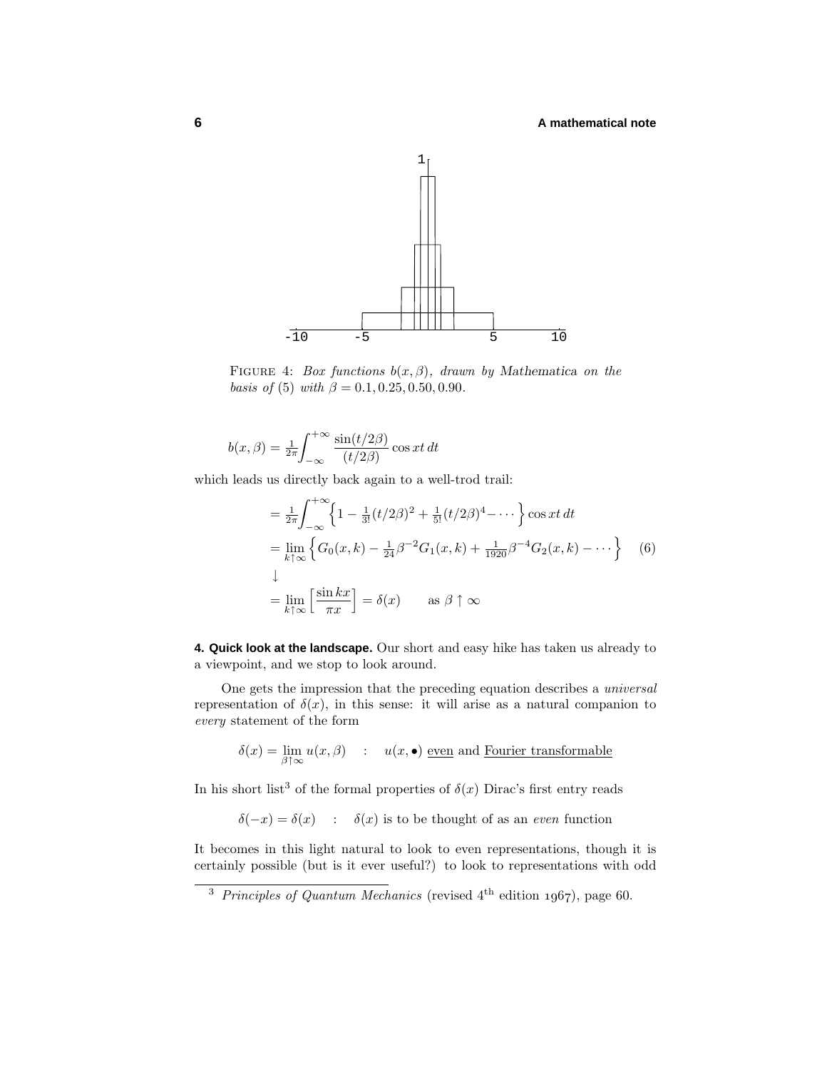FIGURE 4: *Box functions $b(x, \beta)$, drawn by Mathematica on the basis of* (5) *with* $\beta = 0.1, 0.25, 0.50, 0.90$.

$$b(x,\beta) = \tfrac{1}{2\pi}\int_{-\infty}^{+\infty} \frac{\sin(t/2\beta)}{(t/2\beta)}\cos xt\,dt$$

which leads us directly back again to a well-trod trail:

$$\begin{aligned}
&= \tfrac{1}{2\pi}\int_{-\infty}^{+\infty}\Big\{1 - \tfrac{1}{3!}(t/2\beta)^2 + \tfrac{1}{5!}(t/2\beta)^4 - \cdots\Big\}\cos xt\,dt \\
&= \lim_{k\uparrow\infty}\Big\{G_0(x,k) - \tfrac{1}{24}\beta^{-2}G_1(x,k) + \tfrac{1}{1920}\beta^{-4}G_2(x,k) - \cdots\Big\} \qquad (6)\\
&\downarrow \\
&= \lim_{k\uparrow\infty}\Big[\frac{\sin kx}{\pi x}\Big] = \delta(x) \qquad \text{as } \beta\uparrow\infty
\end{aligned}$$

**4. Quick look at the landscape.** Our short and easy hike has taken us already to a viewpoint, and we stop to look around.

One gets the impression that the preceding equation describes a *universal* representation of $\delta(x)$, in this sense: it will arise as a natural companion to *every* statement of the form

$$\delta(x) = \lim_{\beta\uparrow\infty} u(x,\beta) \quad : \quad u(x,\bullet)\ \underline{\text{even}}\ \text{and}\ \underline{\text{Fourier transformable}}$$

In his short list[3] of the formal properties of $\delta(x)$ Dirac's first entry reads

$$\delta(-x) = \delta(x) \quad : \quad \delta(x) \text{ is to be thought of as an } \textit{even} \text{ function}$$

It becomes in this light natural to look to even representations, though it is certainly possible (but is it ever useful?) to look to representations with odd

[3] *Principles of Quantum Mechanics* (revised $4^{\text{th}}$ edition 1967), page 60.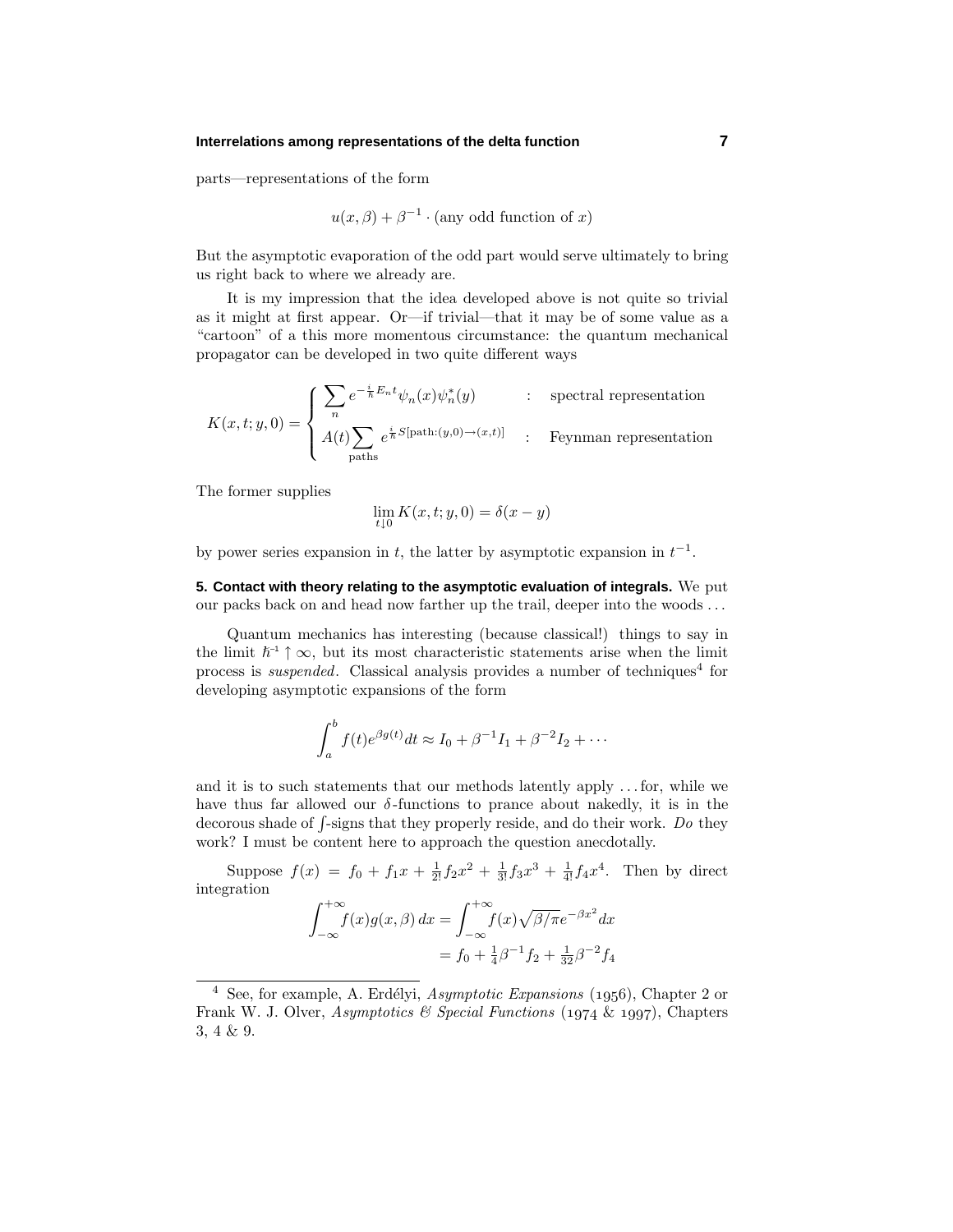parts—representations of the form

$$u(x,\beta) + \beta^{-1} \cdot (\text{any odd function of } x)$$

But the asymptotic evaporation of the odd part would serve ultimately to bring us right back to where we already are.

It is my impression that the idea developed above is not quite so trivial as it might at first appear. Or—if trivial—that it may be of some value as a "cartoon" of a this more momentous circumstance: the quantum mechanical propagator can be developed in two quite different ways

$$K(x,t;y,0) = \begin{cases} \displaystyle\sum_n e^{-\frac{i}{\hbar}E_n t}\psi_n(x)\psi_n^*(y) & : \quad \text{spectral representation} \\ \displaystyle A(t)\sum_{\text{paths}} e^{\frac{i}{\hbar}S[\text{path}:(y,0)\to(x,t)]} & : \quad \text{Feynman representation} \end{cases}$$

The former supplies

$$\lim_{t\downarrow 0} K(x,t;y,0) = \delta(x-y)$$

by power series expansion in $t$, the latter by asymptotic expansion in $t^{-1}$.

**5. Contact with theory relating to the asymptotic evaluation of integrals.** We put our packs back on and head now farther up the trail, deeper into the woods ...

Quantum mechanics has interesting (because classical!) things to say in the limit $\hbar^{-1}\uparrow\infty$, but its most characteristic statements arise when the limit process is *suspended*. Classical analysis provides a number of techniques[4] for developing asymptotic expansions of the form

$$\int_a^b f(t)e^{\beta g(t)}dt \approx I_0 + \beta^{-1}I_1 + \beta^{-2}I_2 + \cdots$$

and it is to such statements that our methods latently apply ... for, while we have thus far allowed our $\delta$-functions to prance about nakedly, it is in the decorous shade of $\int$-signs that they properly reside, and do their work. *Do* they work? I must be content here to approach the question anecdotally.

Suppose $f(x) = f_0 + f_1 x + \frac{1}{2!}f_2 x^2 + \frac{1}{3!}f_3 x^3 + \frac{1}{4!}f_4 x^4$. Then by direct integration

$$\begin{aligned}\int_{-\infty}^{+\infty} f(x)g(x,\beta)\,dx &= \int_{-\infty}^{+\infty} f(x)\sqrt{\beta/\pi}\,e^{-\beta x^2}dx \\ &= f_0 + \tfrac{1}{4}\beta^{-1}f_2 + \tfrac{1}{32}\beta^{-2}f_4\end{aligned}$$

[4] See, for example, A. Erdélyi, *Asymptotic Expansions* (1956), Chapter 2 or Frank W. J. Olver, *Asymptotics & Special Functions* (1974 & 1997), Chapters 3, 4 & 9.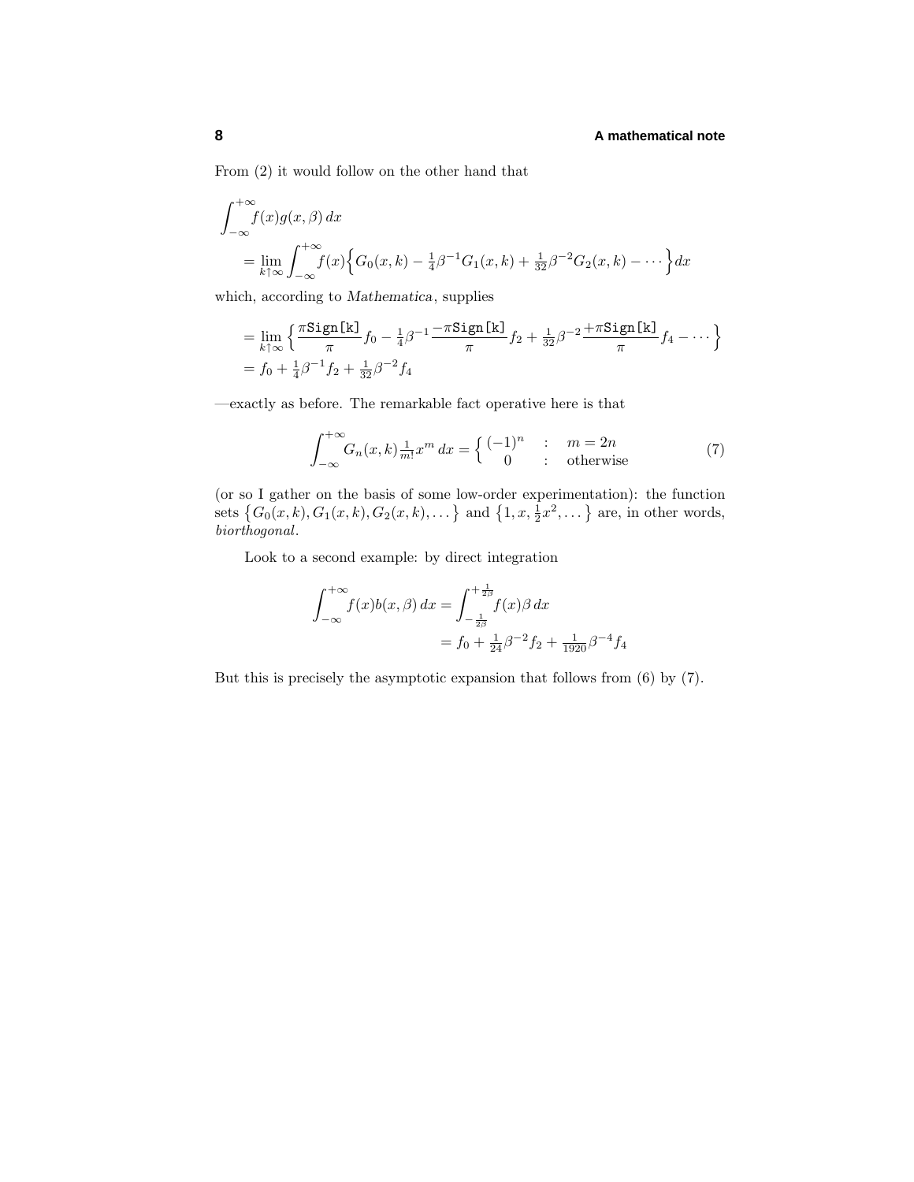From (2) it would follow on the other hand that

$$
\begin{aligned}
&\int_{-\infty}^{+\infty} f(x)g(x,\beta)\,dx \\
&\quad = \lim_{k\uparrow\infty}\int_{-\infty}^{+\infty} f(x)\Big\{G_0(x,k) - \tfrac{1}{4}\beta^{-1}G_1(x,k) + \tfrac{1}{32}\beta^{-2}G_2(x,k) - \cdots\Big\}dx
\end{aligned}
$$

which, according to *Mathematica*, supplies

$$
\begin{aligned}
&= \lim_{k\uparrow\infty}\Big\{\frac{\pi\texttt{Sign[k]}}{\pi}f_0 - \tfrac{1}{4}\beta^{-1}\frac{-\pi\texttt{Sign[k]}}{\pi}f_2 + \tfrac{1}{32}\beta^{-2}\frac{+\pi\texttt{Sign[k]}}{\pi}f_4 - \cdots\Big\} \\
&= f_0 + \tfrac{1}{4}\beta^{-1}f_2 + \tfrac{1}{32}\beta^{-2}f_4
\end{aligned}
$$

—exactly as before. The remarkable fact operative here is that

$$
\int_{-\infty}^{+\infty} G_n(x,k)\tfrac{1}{m!}x^m\,dx = \begin{cases} (-1)^n & : \quad m = 2n \\ 0 & : \quad \text{otherwise} \end{cases} \tag{7}
$$

(or so I gather on the basis of some low-order experimentation): the function sets $\{G_0(x,k), G_1(x,k), G_2(x,k), \dots\}$ and $\{1, x, \frac{1}{2}x^2, \dots\}$ are, in other words, *biorthogonal*.

Look to a second example: by direct integration

$$
\begin{aligned}
\int_{-\infty}^{+\infty} f(x)b(x,\beta)\,dx &= \int_{-\frac{1}{2\beta}}^{+\frac{1}{2\beta}} f(x)\beta\,dx \\
&= f_0 + \tfrac{1}{24}\beta^{-2}f_2 + \tfrac{1}{1920}\beta^{-4}f_4
\end{aligned}
$$

But this is precisely the asymptotic expansion that follows from (6) by (7).